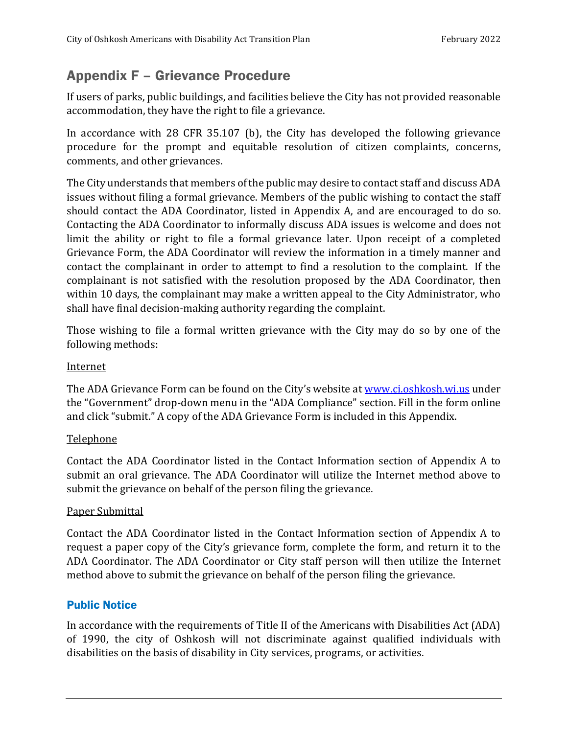## Appendix F – Grievance Procedure

If users of parks, public buildings, and facilities believe the City has not provided reasonable accommodation, they have the right to file a grievance.

In accordance with 28 CFR 35.107 (b), the City has developed the following grievance procedure for the prompt and equitable resolution of citizen complaints, concerns, comments, and other grievances.

The City understands that members of the public may desire to contact staff and discuss ADA issues without filing a formal grievance. Members of the public wishing to contact the staff should contact the ADA Coordinator, listed in Appendix A, and are encouraged to do so. Contacting the ADA Coordinator to informally discuss ADA issues is welcome and does not limit the ability or right to file a formal grievance later. Upon receipt of a completed Grievance Form, the ADA Coordinator will review the information in a timely manner and contact the complainant in order to attempt to find a resolution to the complaint. If the complainant is not satisfied with the resolution proposed by the ADA Coordinator, then within 10 days, the complainant may make a written appeal to the City Administrator, who shall have final decision-making authority regarding the complaint.

Those wishing to file a formal written grievance with the City may do so by one of the following methods:

Internet

The ADA Grievance Form can be found on the City's website at www.ci.oshkosh.wi.us under the "Government" drop-down menu in the "ADA Compliance" section. Fill in the form online and click "submit." A copy of the ADA Grievance Form is included in this Appendix.

Telephone

Contact the ADA Coordinator listed in the Contact Information section of Appendix A to submit an oral grievance. The ADA Coordinator will utilize the Internet method above to submit the grievance on behalf of the person filing the grievance.

Paper Submittal

Contact the ADA Coordinator listed in the Contact Information section of Appendix A to request a paper copy of the City's grievance form, complete the form, and return it to the ADA Coordinator. The ADA Coordinator or City staff person will then utilize the Internet method above to submit the grievance on behalf of the person filing the grievance.

### Public Notice

In accordance with the requirements of Title II of the Americans with Disabilities Act (ADA) of 1990, the city of Oshkosh will not discriminate against qualified individuals with disabilities on the basis of disability in City services, programs, or activities.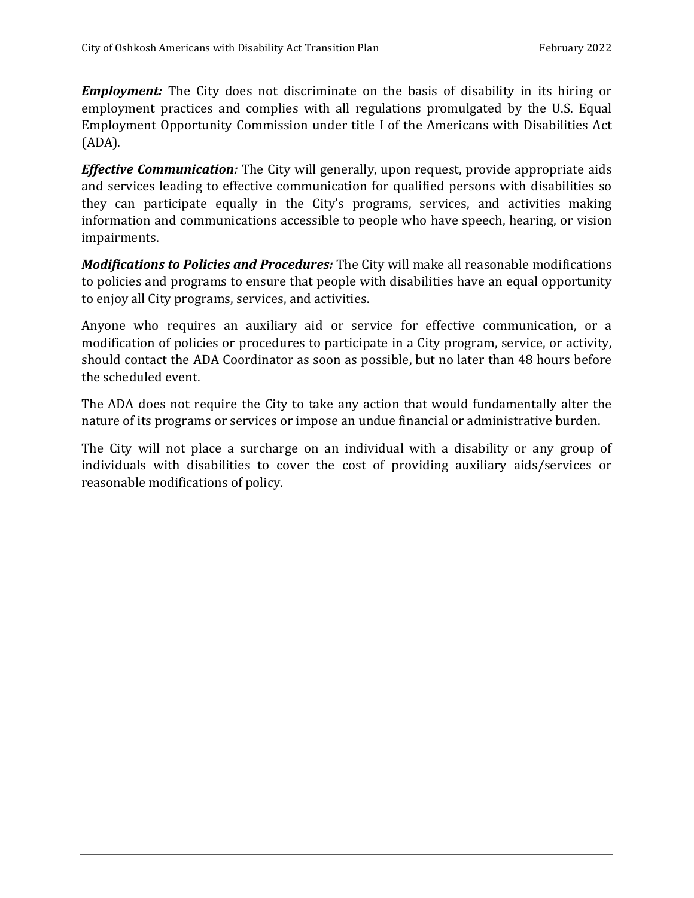***Employment:*** The City does not discriminate on the basis of disability in its hiring or employment practices and complies with all regulations promulgated by the U.S. Equal Employment Opportunity Commission under title I of the Americans with Disabilities Act (ADA).

***Effective Communication:*** The City will generally, upon request, provide appropriate aids and services leading to effective communication for qualified persons with disabilities so they can participate equally in the City's programs, services, and activities making information and communications accessible to people who have speech, hearing, or vision impairments.

***Modifications to Policies and Procedures:*** The City will make all reasonable modifications to policies and programs to ensure that people with disabilities have an equal opportunity to enjoy all City programs, services, and activities.

Anyone who requires an auxiliary aid or service for effective communication, or a modification of policies or procedures to participate in a City program, service, or activity, should contact the ADA Coordinator as soon as possible, but no later than 48 hours before the scheduled event.

The ADA does not require the City to take any action that would fundamentally alter the nature of its programs or services or impose an undue financial or administrative burden.

The City will not place a surcharge on an individual with a disability or any group of individuals with disabilities to cover the cost of providing auxiliary aids/services or reasonable modifications of policy.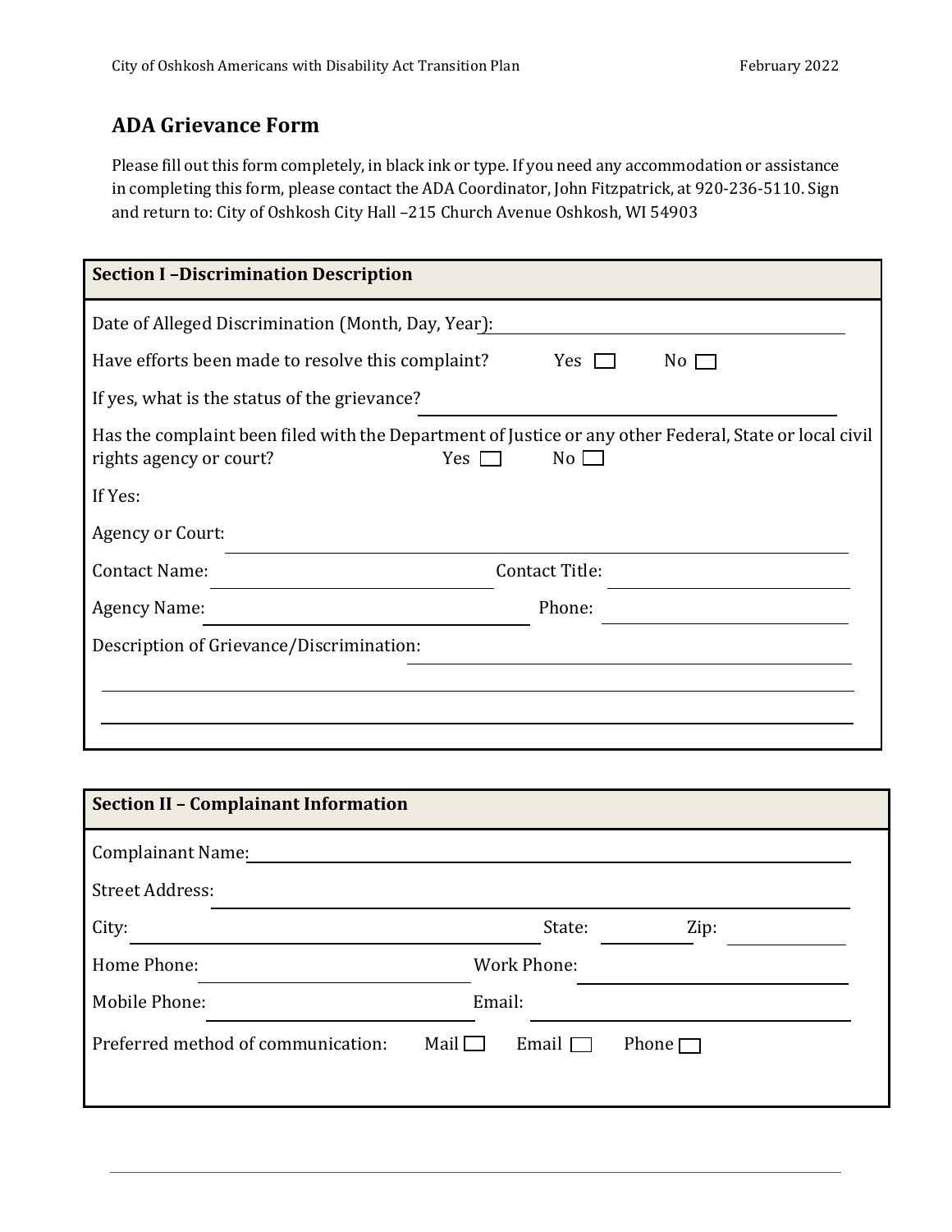## ADA Grievance Form

Please fill out this form completely, in black ink or type. If you need any accommodation or assistance in completing this form, please contact the ADA Coordinator, John Fitzpatrick, at 920-236-5110. Sign and return to: City of Oshkosh City Hall –215 Church Avenue Oshkosh, WI 54903

### Section I –Discrimination Description

Date of Alleged Discrimination (Month, Day, Year): ______________________

Have efforts been made to resolve this complaint? Yes ☐ No ☐

If yes, what is the status of the grievance? ______________________

Has the complaint been filed with the Department of Justice or any other Federal, State or local civil rights agency or court? Yes ☐ No ☐

If Yes:

Agency or Court: ______________________

Contact Name: ______________________ Contact Title: ______________________

Agency Name: ______________________ Phone: ______________________

Description of Grievance/Discrimination: ______________________

______________________________________________

______________________________________________

### Section II – Complainant Information

Complainant Name: ______________________

Street Address: ______________________

City: ______________________ State: __________ Zip: __________

Home Phone: ______________________ Work Phone: ______________________

Mobile Phone: ______________________ Email: ______________________

Preferred method of communication: Mail ☐ Email ☐ Phone ☐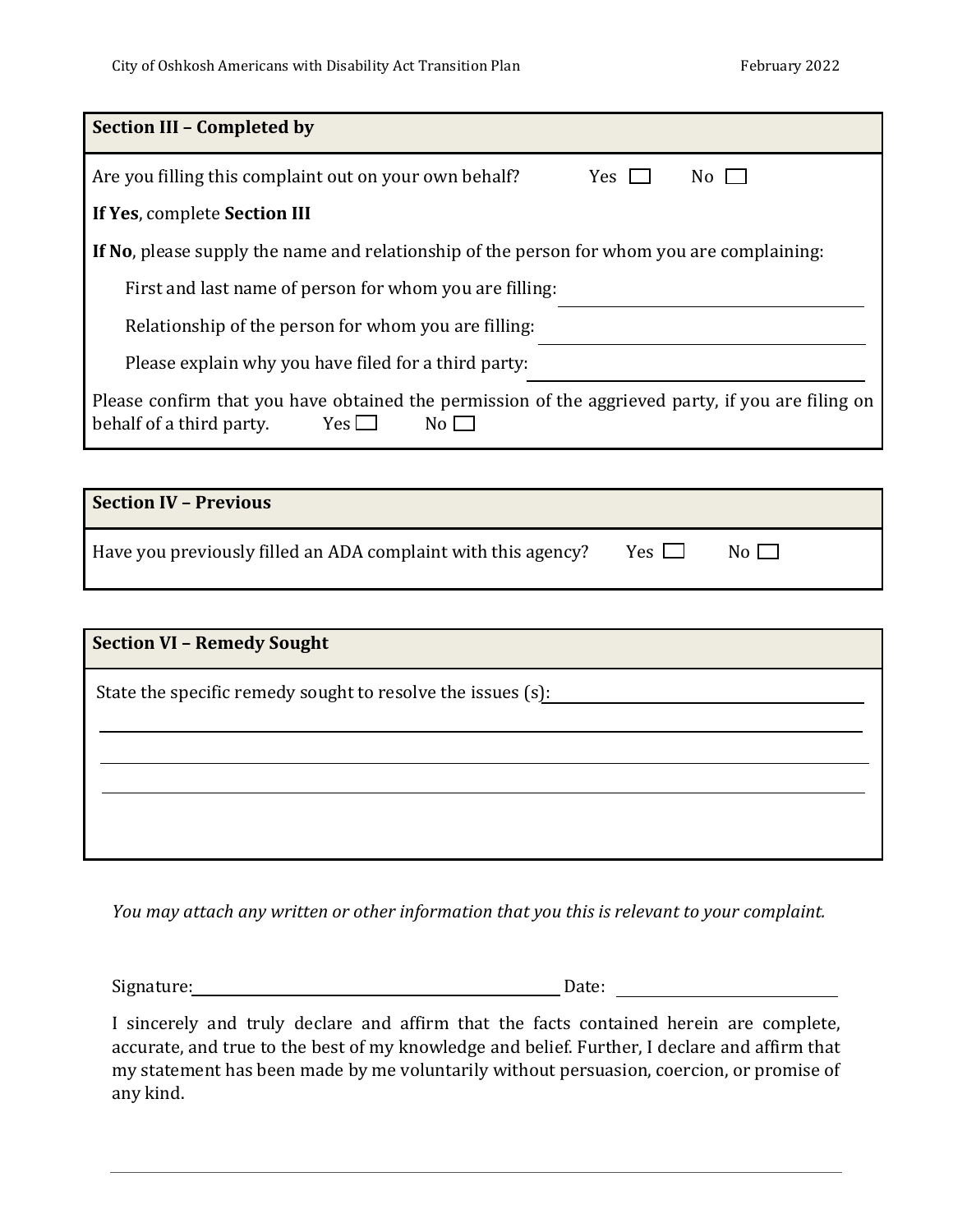## Section III – Completed by

Are you filling this complaint out on your own behalf? Yes ☐ No ☐

**If Yes**, complete **Section III**

**If No**, please supply the name and relationship of the person for whom you are complaining:

First and last name of person for whom you are filling: \_\_\_\_\_\_\_\_\_\_\_\_\_\_\_\_\_\_\_\_

Relationship of the person for whom you are filling: \_\_\_\_\_\_\_\_\_\_\_\_\_\_\_\_\_\_\_\_

Please explain why you have filed for a third party: \_\_\_\_\_\_\_\_\_\_\_\_\_\_\_\_\_\_\_\_

Please confirm that you have obtained the permission of the aggrieved party, if you are filing on behalf of a third party. Yes ☐ No ☐

## Section IV – Previous

Have you previously filled an ADA complaint with this agency? Yes ☐ No ☐

## Section VI – Remedy Sought

State the specific remedy sought to resolve the issues (s): \_\_\_\_\_\_\_\_\_\_\_\_\_\_\_\_\_\_\_\_

\_\_\_\_\_\_\_\_\_\_\_\_\_\_\_\_\_\_\_\_\_\_\_\_\_\_\_\_\_\_\_\_\_\_\_\_\_\_\_\_

\_\_\_\_\_\_\_\_\_\_\_\_\_\_\_\_\_\_\_\_\_\_\_\_\_\_\_\_\_\_\_\_\_\_\_\_\_\_\_\_

\_\_\_\_\_\_\_\_\_\_\_\_\_\_\_\_\_\_\_\_\_\_\_\_\_\_\_\_\_\_\_\_\_\_\_\_\_\_\_\_

*You may attach any written or other information that you this is relevant to your complaint.*

Signature: \_\_\_\_\_\_\_\_\_\_\_\_\_\_\_\_\_\_\_\_ Date: \_\_\_\_\_\_\_\_\_\_\_\_\_\_\_\_\_\_\_\_

I sincerely and truly declare and affirm that the facts contained herein are complete, accurate, and true to the best of my knowledge and belief. Further, I declare and affirm that my statement has been made by me voluntarily without persuasion, coercion, or promise of any kind.